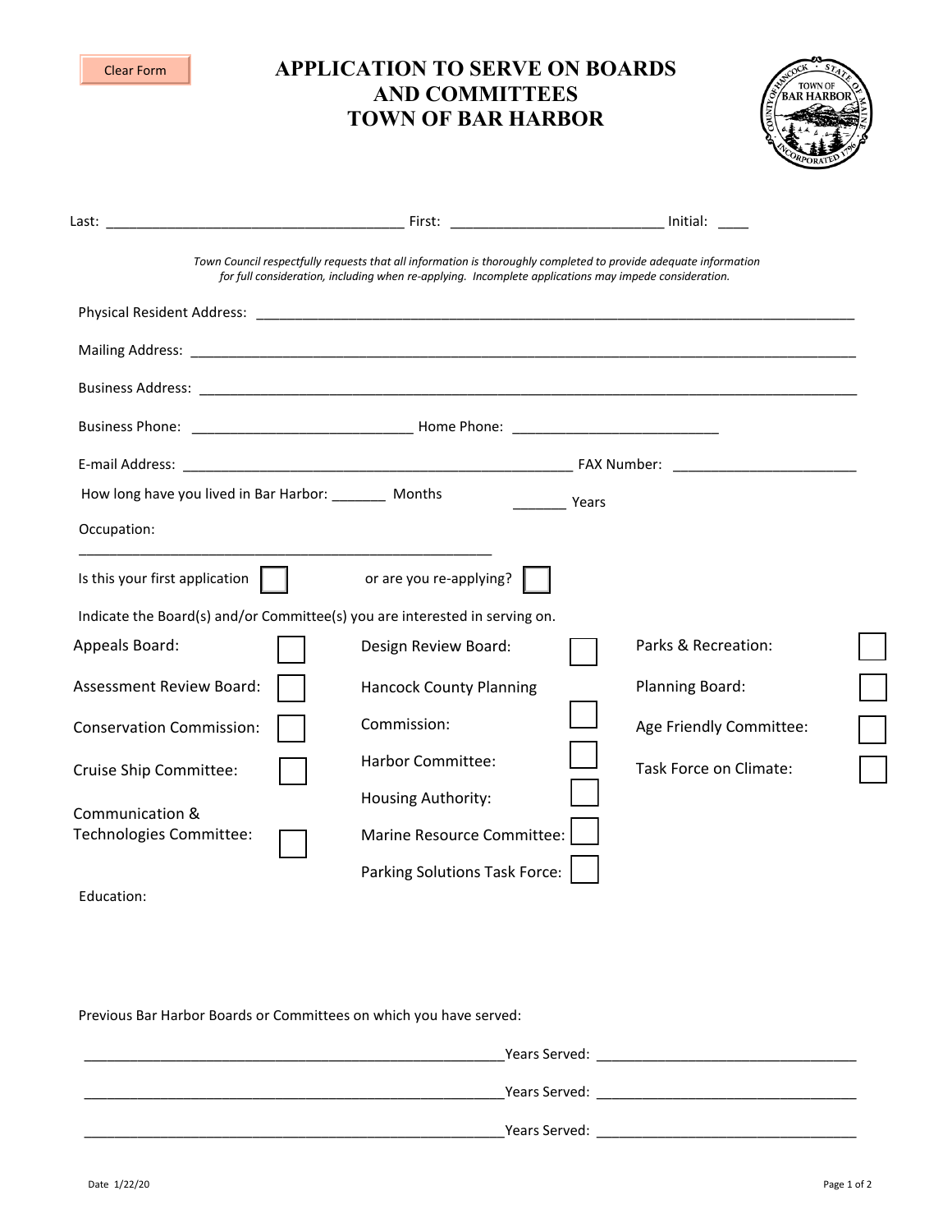Clear Form

# APPLICATION TO SERVE ON BOARDS AND COMMITTEES TOWN OF BAR HARBOR

Last: ______________________________________ First: ___________________________ Initial: ____

*Town Council respectfully requests that all information is thoroughly completed to provide adequate information for full consideration, including when re-applying. Incomplete applications may impede consideration.*

Physical Resident Address: ________________________________________________________________________________

Mailing Address: ________________________________________________________________________________________

Business Address: _______________________________________________________________________________________

Business Phone: ____________________________ Home Phone: ___________________________

E-mail Address: _________________________________________________ FAX Number: _______________________

How long have you lived in Bar Harbor: _______ Months _______ Years

Occupation:

_____________________________________________________

Is this your first application ☐ or are you re-applying? ☐

Indicate the Board(s) and/or Committee(s) you are interested in serving on.

- Appeals Board: ☐
- Assessment Review Board: ☐
- Conservation Commission: ☐
- Cruise Ship Committee: ☐
- Communication & Technologies Committee: ☐
- Design Review Board: ☐
- Hancock County Planning Commission: ☐
- Harbor Committee: ☐
- Housing Authority: ☐
- Marine Resource Committee: ☐
- Parking Solutions Task Force: ☐
- Parks & Recreation: ☐
- Planning Board: ☐
- Age Friendly Committee: ☐
- Task Force on Climate: ☐

Education:

Previous Bar Harbor Boards or Committees on which you have served:

_____________________________________________________Years Served: _________________________________

_____________________________________________________Years Served: _________________________________

_____________________________________________________Years Served: _________________________________

Date 1/22/20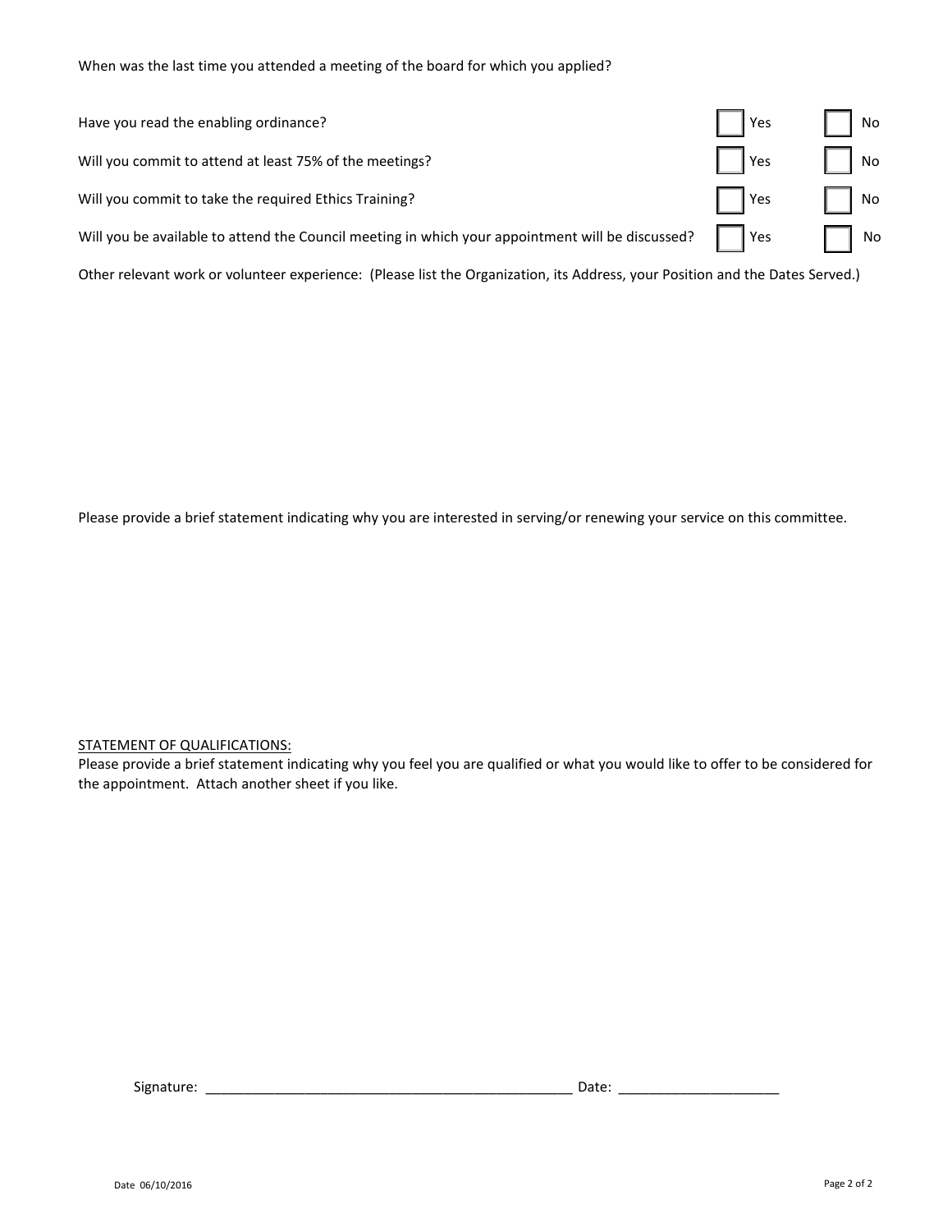When was the last time you attended a meeting of the board for which you applied?

Have you read the enabling ordinance? ☐ Yes ☐ No

Will you commit to attend at least 75% of the meetings? ☐ Yes ☐ No

Will you commit to take the required Ethics Training? ☐ Yes ☐ No

Will you be available to attend the Council meeting in which your appointment will be discussed? ☐ Yes ☐ No

Other relevant work or volunteer experience: (Please list the Organization, its Address, your Position and the Dates Served.)

Please provide a brief statement indicating why you are interested in serving/or renewing your service on this committee.

STATEMENT OF QUALIFICATIONS:

Please provide a brief statement indicating why you feel you are qualified or what you would like to offer to be considered for the appointment. Attach another sheet if you like.

Signature: ________________________________________________ Date: ____________________

Date 06/10/2016